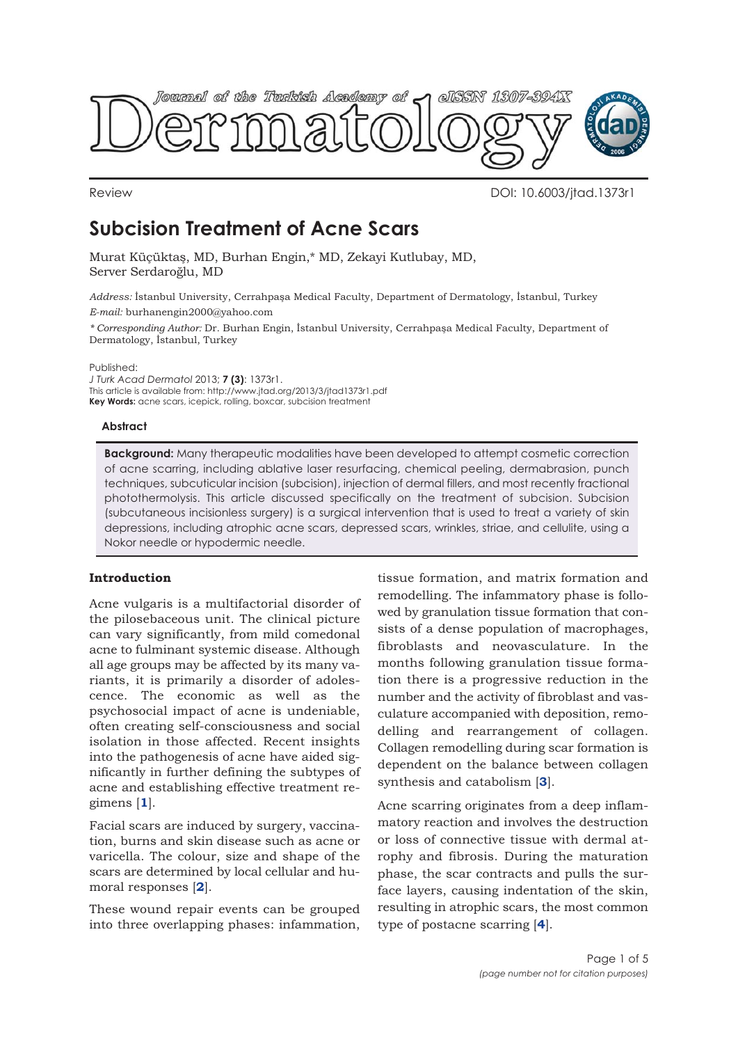Review

DOI: 10.6003/jtad.1373r1

# Subcision Treatment of Acne Scars

Murat Küçüktaş, MD, Burhan Engin,* MD, Zekayi Kutlubay, MD, Server Serdaroğlu, MD

*Address:* İstanbul University, Cerrahpaşa Medical Faculty, Department of Dermatology, İstanbul, Turkey
*E-mail:* burhanengin2000@yahoo.com

*\* Corresponding Author:* Dr. Burhan Engin, İstanbul University, Cerrahpaşa Medical Faculty, Department of Dermatology, İstanbul, Turkey

Published:
*J Turk Acad Dermatol* 2013; **7 (3)**: 1373r1.
This article is available from: http://www.jtad.org/2013/3/jtad1373r1.pdf
**Key Words:** acne scars, icepick, rolling, boxcar, subcision treatment

### Abstract

**Background:** Many therapeutic modalities have been developed to attempt cosmetic correction of acne scarring, including ablative laser resurfacing, chemical peeling, dermabrasion, punch techniques, subcuticular incision (subcision), injection of dermal fillers, and most recently fractional photothermolysis. This article discussed specifically on the treatment of subcision. Subcision (subcutaneous incisionless surgery) is a surgical intervention that is used to treat a variety of skin depressions, including atrophic acne scars, depressed scars, wrinkles, striae, and cellulite, using a Nokor needle or hypodermic needle.

## Introduction

Acne vulgaris is a multifactorial disorder of the pilosebaceous unit. The clinical picture can vary significantly, from mild comedonal acne to fulminant systemic disease. Although all age groups may be affected by its many variants, it is primarily a disorder of adolescence. The economic as well as the psychosocial impact of acne is undeniable, often creating self-consciousness and social isolation in those affected. Recent insights into the pathogenesis of acne have aided significantly in further defining the subtypes of acne and establishing effective treatment regimens [1].

Facial scars are induced by surgery, vaccination, burns and skin disease such as acne or varicella. The colour, size and shape of the scars are determined by local cellular and humoral responses [2].

These wound repair events can be grouped into three overlapping phases: infammation, tissue formation, and matrix formation and remodelling. The inflammatory phase is followed by granulation tissue formation that consists of a dense population of macrophages, fibroblasts and neovasculature. In the months following granulation tissue formation there is a progressive reduction in the number and the activity of fibroblast and vasculature accompanied with deposition, remodelling and rearrangement of collagen. Collagen remodelling during scar formation is dependent on the balance between collagen synthesis and catabolism [3].

Acne scarring originates from a deep inflammatory reaction and involves the destruction or loss of connective tissue with dermal atrophy and fibrosis. During the maturation phase, the scar contracts and pulls the surface layers, causing indentation of the skin, resulting in atrophic scars, the most common type of postacne scarring [4].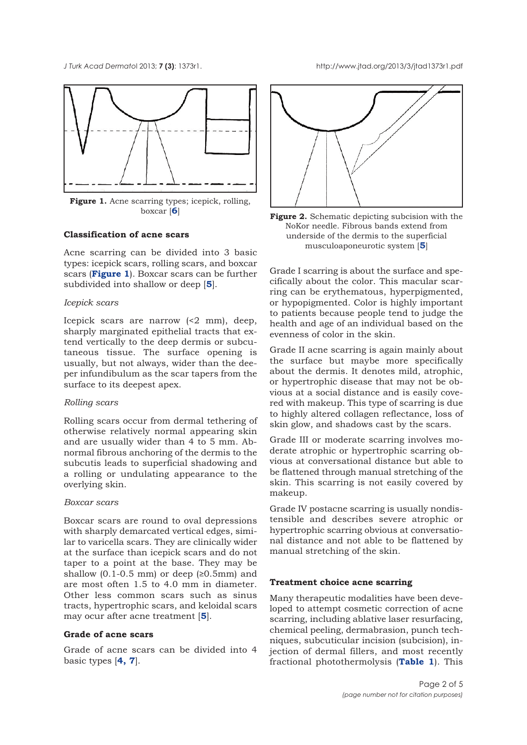Figure 1. Acne scarring types; icepick, rolling, boxcar [6]

## Classification of acne scars

Acne scarring can be divided into 3 basic types: icepick scars, rolling scars, and boxcar scars (**Figure 1**). Boxcar scars can be further subdivided into shallow or deep [5].

*Icepick scars*

Icepick scars are narrow (<2 mm), deep, sharply marginated epithelial tracts that extend vertically to the deep dermis or subcutaneous tissue. The surface opening is usually, but not always, wider than the deeper infundibulum as the scar tapers from the surface to its deepest apex.

*Rolling scars*

Rolling scars occur from dermal tethering of otherwise relatively normal appearing skin and are usually wider than 4 to 5 mm. Abnormal fibrous anchoring of the dermis to the subcutis leads to superficial shadowing and a rolling or undulating appearance to the overlying skin.

*Boxcar scars*

Boxcar scars are round to oval depressions with sharply demarcated vertical edges, similar to varicella scars. They are clinically wider at the surface than icepick scars and do not taper to a point at the base. They may be shallow (0.1-0.5 mm) or deep (≥0.5mm) and are most often 1.5 to 4.0 mm in diameter. Other less common scars such as sinus tracts, hypertrophic scars, and keloidal scars may ocur after acne treatment [5].

## Grade of acne scars

Grade of acne scars can be divided into 4 basic types [4, 7].

Figure 2. Schematic depicting subcision with the NoKor needle. Fibrous bands extend from underside of the dermis to the superficial musculoaponeurotic system [5]

Grade I scarring is about the surface and specifically about the color. This macular scarring can be erythematous, hyperpigmented, or hypopigmented. Color is highly important to patients because people tend to judge the health and age of an individual based on the evenness of color in the skin.

Grade II acne scarring is again mainly about the surface but maybe more specifically about the dermis. It denotes mild, atrophic, or hypertrophic disease that may not be obvious at a social distance and is easily covered with makeup. This type of scarring is due to highly altered collagen reflectance, loss of skin glow, and shadows cast by the scars.

Grade III or moderate scarring involves moderate atrophic or hypertrophic scarring obvious at conversational distance but able to be flattened through manual stretching of the skin. This scarring is not easily covered by makeup.

Grade IV postacne scarring is usually nondistensible and describes severe atrophic or hypertrophic scarring obvious at conversational distance and not able to be flattened by manual stretching of the skin.

## Treatment choice acne scarring

Many therapeutic modalities have been developed to attempt cosmetic correction of acne scarring, including ablative laser resurfacing, chemical peeling, dermabrasion, punch techniques, subcuticular incision (subcision), injection of dermal fillers, and most recently fractional photothermolysis (**Table 1**). This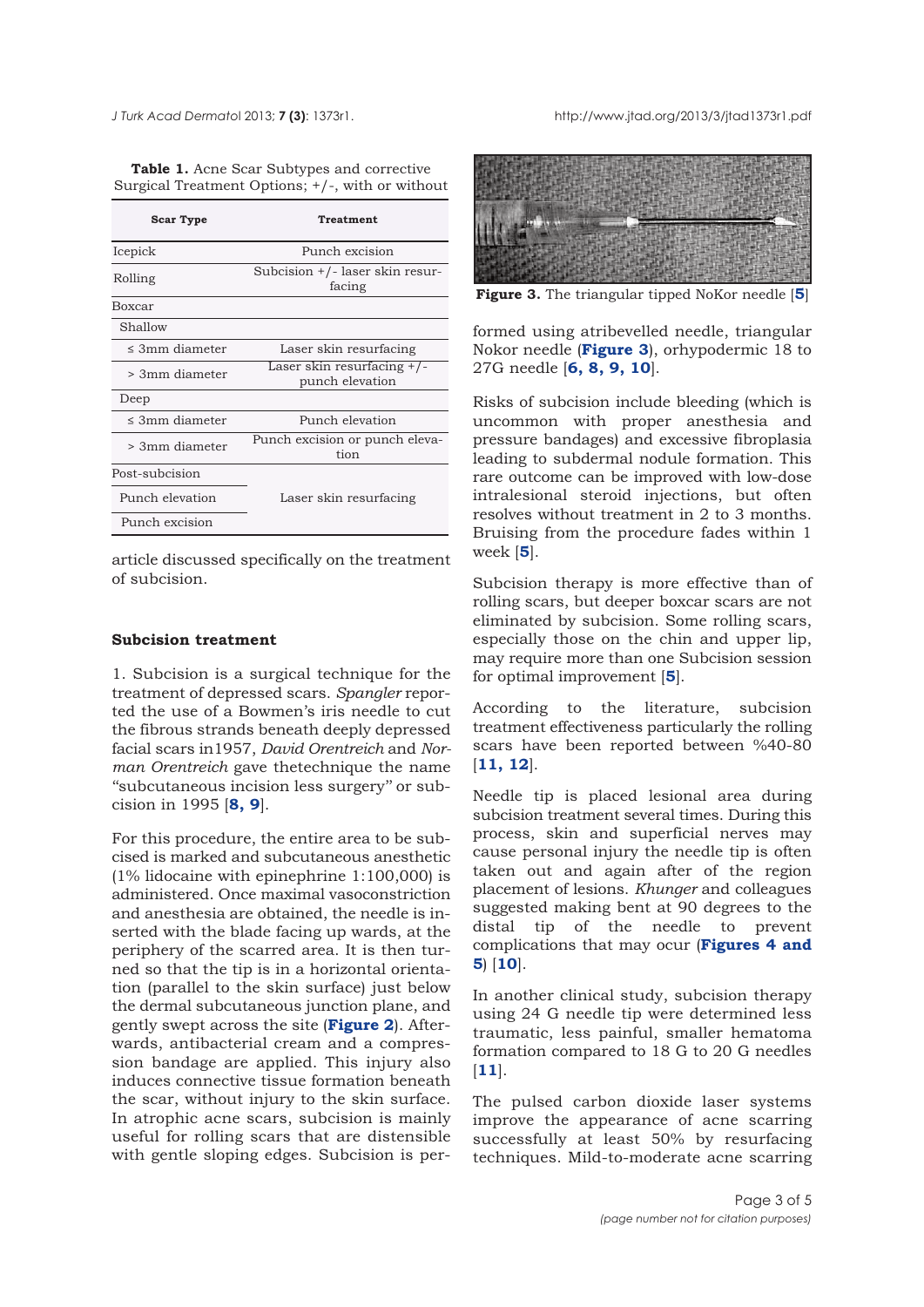**Table 1.** Acne Scar Subtypes and corrective Surgical Treatment Options; +/-, with or without

| Scar Type | Treatment |
|---|---|
| Icepick | Punch excision |
| Rolling | Subcision +/- laser skin resurfacing |
| Boxcar | |
| Shallow | |
| ≤ 3mm diameter | Laser skin resurfacing |
| > 3mm diameter | Laser skin resurfacing +/- punch elevation |
| Deep | |
| ≤ 3mm diameter | Punch elevation |
| > 3mm diameter | Punch excision or punch elevation |
| Post-subcision | |
| Punch elevation | Laser skin resurfacing |
| Punch excision | |

article discussed specifically on the treatment of subcision.

### Subcision treatment

1. Subcision is a surgical technique for the treatment of depressed scars. *Spangler* reported the use of a Bowmen's iris needle to cut the fibrous strands beneath deeply depressed facial scars in1957, *David Orentreich* and *Norman Orentreich* gave thetechnique the name "subcutaneous incision less surgery" or subcision in 1995 [**8, 9**].

For this procedure, the entire area to be subcised is marked and subcutaneous anesthetic (1% lidocaine with epinephrine 1:100,000) is administered. Once maximal vasoconstriction and anesthesia are obtained, the needle is inserted with the blade facing up wards, at the periphery of the scarred area. It is then turned so that the tip is in a horizontal orientation (parallel to the skin surface) just below the dermal subcutaneous junction plane, and gently swept across the site (**Figure 2**). Afterwards, antibacterial cream and a compression bandage are applied. This injury also induces connective tissue formation beneath the scar, without injury to the skin surface. In atrophic acne scars, subcision is mainly useful for rolling scars that are distensible with gentle sloping edges. Subcision is performed using atribevelled needle, triangular Nokor needle (**Figure 3**), orhypodermic 18 to 27G needle [**6, 8, 9, 10**].

**Figure 3.** The triangular tipped NoKor needle [**5**]

Risks of subcision include bleeding (which is uncommon with proper anesthesia and pressure bandages) and excessive fibroplasia leading to subdermal nodule formation. This rare outcome can be improved with low-dose intralesional steroid injections, but often resolves without treatment in 2 to 3 months. Bruising from the procedure fades within 1 week [**5**].

Subcision therapy is more effective than of rolling scars, but deeper boxcar scars are not eliminated by subcision. Some rolling scars, especially those on the chin and upper lip, may require more than one Subcision session for optimal improvement [**5**].

According to the literature, subcision treatment effectiveness particularly the rolling scars have been reported between %40-80 [**11, 12**].

Needle tip is placed lesional area during subcision treatment several times. During this process, skin and superficial nerves may cause personal injury the needle tip is often taken out and again after of the region placement of lesions. *Khunger* and colleagues suggested making bent at 90 degrees to the distal tip of the needle to prevent complications that may ocur (**Figures 4 and 5**) [**10**].

In another clinical study, subcision therapy using 24 G needle tip were determined less traumatic, less painful, smaller hematoma formation compared to 18 G to 20 G needles [**11**].

The pulsed carbon dioxide laser systems improve the appearance of acne scarring successfully at least 50% by resurfacing techniques. Mild-to-moderate acne scarring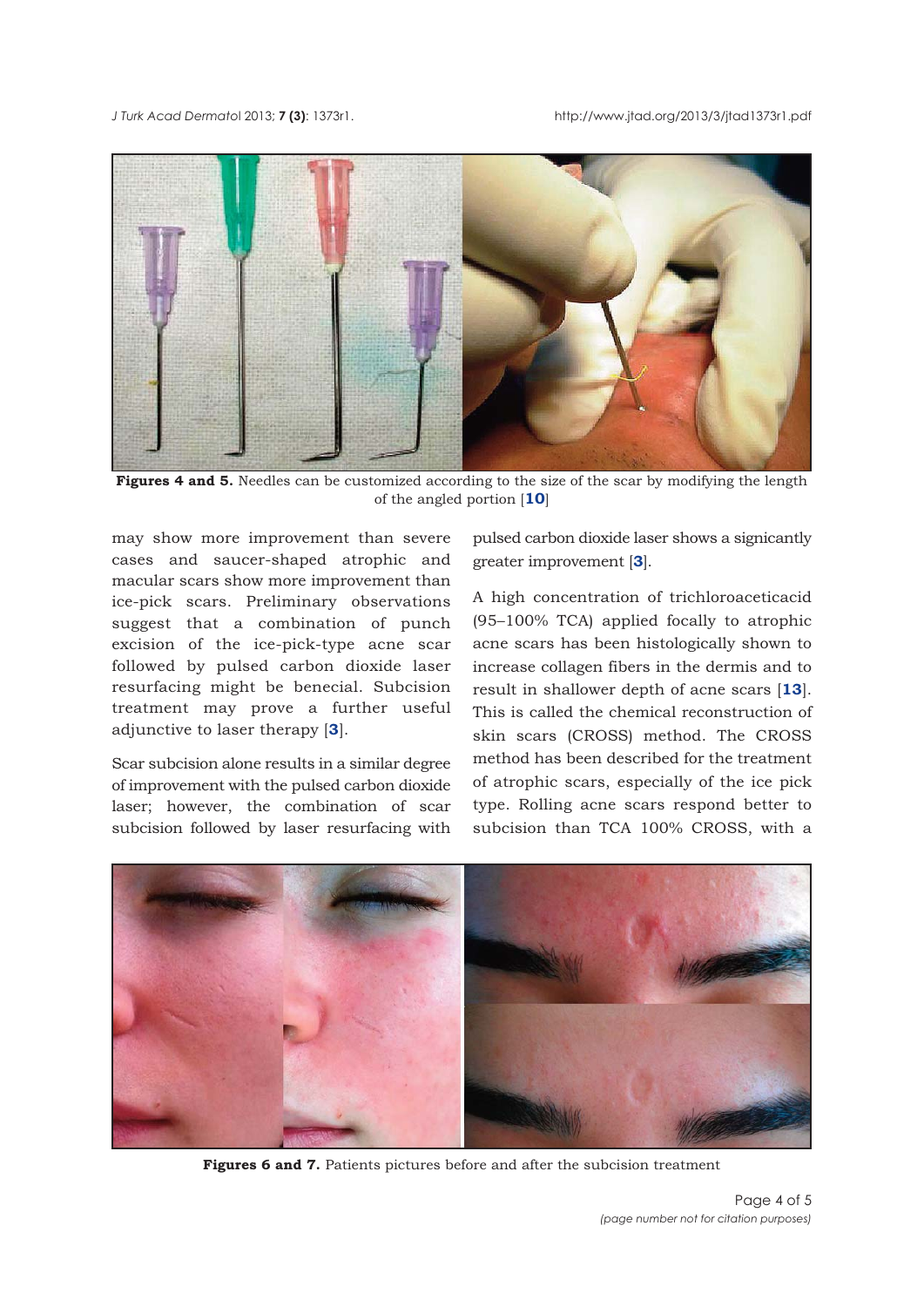Figures 4 and 5. Needles can be customized according to the size of the scar by modifying the length of the angled portion [10]

may show more improvement than severe cases and saucer-shaped atrophic and macular scars show more improvement than ice-pick scars. Preliminary observations suggest that a combination of punch excision of the ice-pick-type acne scar followed by pulsed carbon dioxide laser resurfacing might be benecial. Subcision treatment may prove a further useful adjunctive to laser therapy [3].

Scar subcision alone results in a similar degree of improvement with the pulsed carbon dioxide laser; however, the combination of scar subcision followed by laser resurfacing with pulsed carbon dioxide laser shows a signicantly greater improvement [3].

A high concentration of trichloroaceticacid (95–100% TCA) applied focally to atrophic acne scars has been histologically shown to increase collagen fibers in the dermis and to result in shallower depth of acne scars [13]. This is called the chemical reconstruction of skin scars (CROSS) method. The CROSS method has been described for the treatment of atrophic scars, especially of the ice pick type. Rolling acne scars respond better to subcision than TCA 100% CROSS, with a

Figures 6 and 7. Patients pictures before and after the subcision treatment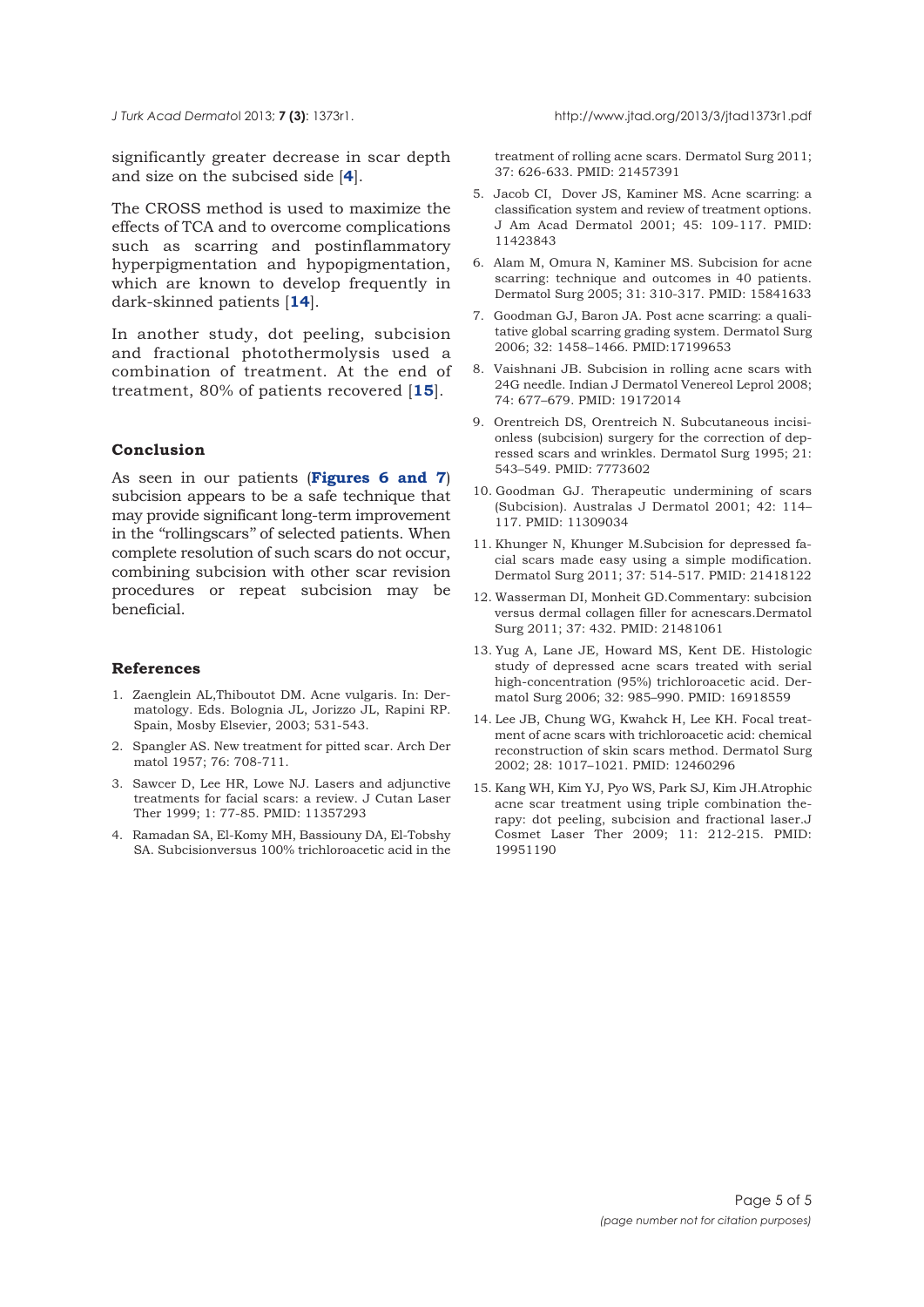significantly greater decrease in scar depth and size on the subcised side [**4**].

The CROSS method is used to maximize the effects of TCA and to overcome complications such as scarring and postinflammatory hyperpigmentation and hypopigmentation, which are known to develop frequently in dark-skinned patients [**14**].

In another study, dot peeling, subcision and fractional photothermolysis used a combination of treatment. At the end of treatment, 80% of patients recovered [**15**].

## Conclusion

As seen in our patients (**Figures 6 and 7**) subcision appears to be a safe technique that may provide significant long-term improvement in the "rollingscars" of selected patients. When complete resolution of such scars do not occur, combining subcision with other scar revision procedures or repeat subcision may be beneficial.

## References

1. Zaenglein AL,Thiboutot DM. Acne vulgaris. In: Dermatology. Eds. Bolognia JL, Jorizzo JL, Rapini RP. Spain, Mosby Elsevier, 2003; 531-543.
2. Spangler AS. New treatment for pitted scar. Arch Der matol 1957; 76: 708-711.
3. Sawcer D, Lee HR, Lowe NJ. Lasers and adjunctive treatments for facial scars: a review. J Cutan Laser Ther 1999; 1: 77-85. PMID: 11357293
4. Ramadan SA, El-Komy MH, Bassiouny DA, El-Tobshy SA. Subcisionversus 100% trichloroacetic acid in the treatment of rolling acne scars. Dermatol Surg 2011; 37: 626-633. PMID: 21457391
5. Jacob CI, Dover JS, Kaminer MS. Acne scarring: a classification system and review of treatment options. J Am Acad Dermatol 2001; 45: 109-117. PMID: 11423843
6. Alam M, Omura N, Kaminer MS. Subcision for acne scarring: technique and outcomes in 40 patients. Dermatol Surg 2005; 31: 310-317. PMID: 15841633
7. Goodman GJ, Baron JA. Post acne scarring: a qualitative global scarring grading system. Dermatol Surg 2006; 32: 1458–1466. PMID:17199653
8. Vaishnani JB. Subcision in rolling acne scars with 24G needle. Indian J Dermatol Venereol Leprol 2008; 74: 677–679. PMID: 19172014
9. Orentreich DS, Orentreich N. Subcutaneous incisionless (subcision) surgery for the correction of depressed scars and wrinkles. Dermatol Surg 1995; 21: 543–549. PMID: 7773602
10. Goodman GJ. Therapeutic undermining of scars (Subcision). Australas J Dermatol 2001; 42: 114–117. PMID: 11309034
11. Khunger N, Khunger M.Subcision for depressed facial scars made easy using a simple modification. Dermatol Surg 2011; 37: 514-517. PMID: 21418122
12. Wasserman DI, Monheit GD.Commentary: subcision versus dermal collagen filler for acnescars.Dermatol Surg 2011; 37: 432. PMID: 21481061
13. Yug A, Lane JE, Howard MS, Kent DE. Histologic study of depressed acne scars treated with serial high-concentration (95%) trichloroacetic acid. Dermatol Surg 2006; 32: 985–990. PMID: 16918559
14. Lee JB, Chung WG, Kwahck H, Lee KH. Focal treatment of acne scars with trichloroacetic acid: chemical reconstruction of skin scars method. Dermatol Surg 2002; 28: 1017–1021. PMID: 12460296
15. Kang WH, Kim YJ, Pyo WS, Park SJ, Kim JH.Atrophic acne scar treatment using triple combination therapy: dot peeling, subcision and fractional laser.J Cosmet Laser Ther 2009; 11: 212-215. PMID: 19951190